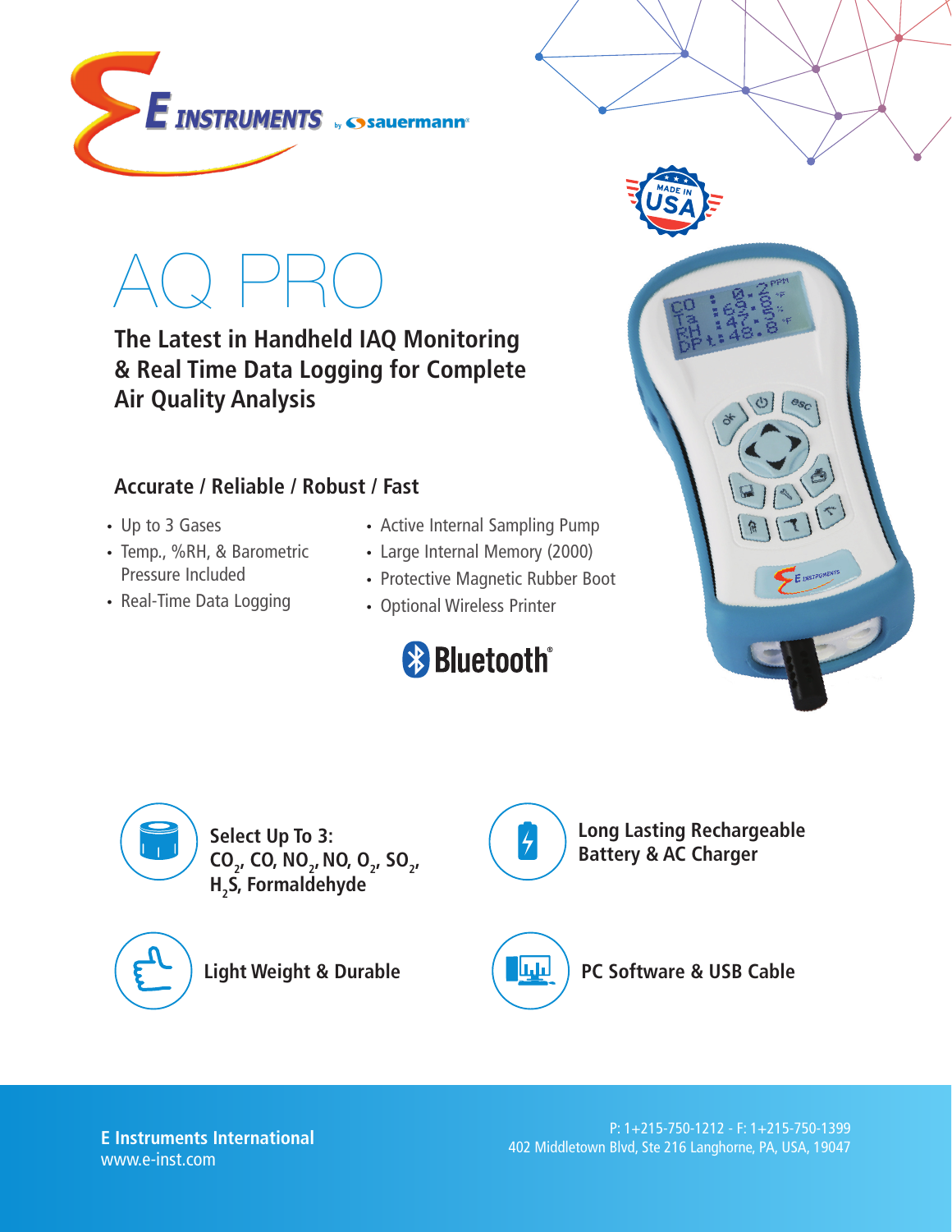# AQ PRO

## The Latest in Handheld IAQ Monitoring & Real Time Data Logging for Complete Air Quality Analysis

### Accurate / Reliable / Robust / Fast

- Up to 3 Gases
- Temp., %RH, & Barometric Pressure Included
- Real-Time Data Logging
- Active Internal Sampling Pump
- Large Internal Memory (2000)
- Protective Magnetic Rubber Boot
- Optional Wireless Printer

Bluetooth®

**Select Up To 3: $CO_2$, CO, $NO_2$, NO, $O_2$, $SO_2$, $H_2S$, Formaldehyde**

**Long Lasting Rechargeable Battery & AC Charger**

**Light Weight & Durable**

**PC Software & USB Cable**

**E Instruments International**
www.e-inst.com

P: 1+215-750-1212 - F: 1+215-750-1399
402 Middletown Blvd, Ste 216 Langhorne, PA, USA, 19047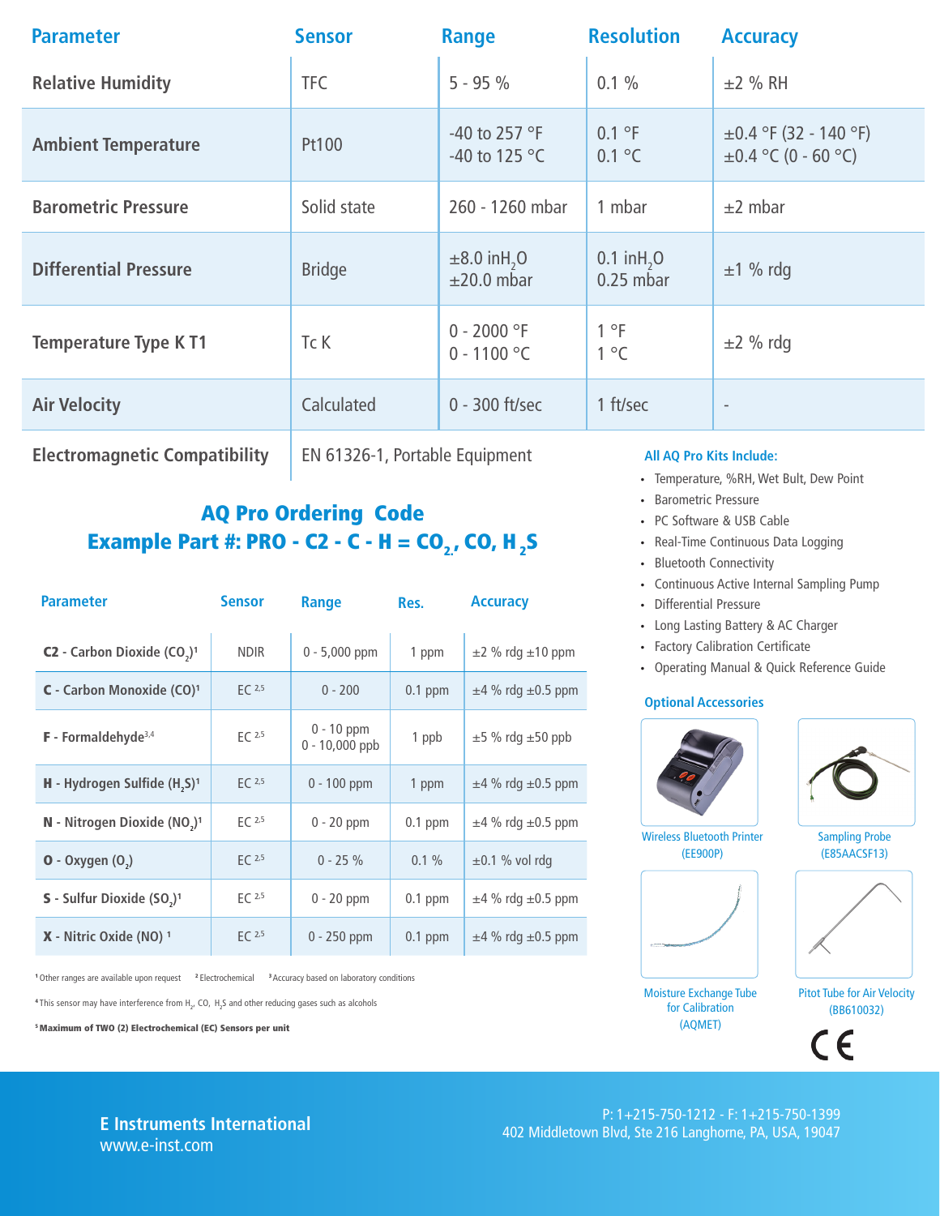| Parameter | Sensor | Range | Resolution | Accuracy |
|---|---|---|---|---|
| Relative Humidity | TFC | 5 - 95 % | 0.1 % | ±2 % RH |
| Ambient Temperature | Pt100 | -40 to 257 °F<br>-40 to 125 °C | 0.1 °F<br>0.1 °C | ±0.4 °F (32 - 140 °F)<br>±0.4 °C (0 - 60 °C) |
| Barometric Pressure | Solid state | 260 - 1260 mbar | 1 mbar | ±2 mbar |
| Differential Pressure | Bridge | ±8.0 in$H_2O$<br>±20.0 mbar | 0.1 in$H_2O$<br>0.25 mbar | ±1 % rdg |
| Temperature Type K T1 | Tc K | 0 - 2000 °F<br>0 - 1100 °C | 1 °F<br>1 °C | ±2 % rdg |
| Air Velocity | Calculated | 0 - 300 ft/sec | 1 ft/sec | - |
| Electromagnetic Compatibility | EN 61326-1, Portable Equipment | | | |

## AQ Pro Ordering Code

## Example Part #: PRO - C2 - C - H = $CO_2$, CO, $H_2S$

| Parameter | Sensor | Range | Res. | Accuracy |
|---|---|---|---|---|
| **C2** - Carbon Dioxide ($CO_2$)[1] | NDIR | 0 - 5,000 ppm | 1 ppm | ±2 % rdg ±10 ppm |
| **C** - Carbon Monoxide (CO)[1] | EC [2,5] | 0 - 200 | 0.1 ppm | ±4 % rdg ±0.5 ppm |
| **F** - Formaldehyde[3,4] | EC [2,5] | 0 - 10 ppm<br>0 - 10,000 ppb | 1 ppb | ±5 % rdg ±50 ppb |
| **H** - Hydrogen Sulfide ($H_2S$)[1] | EC [2,5] | 0 - 100 ppm | 1 ppm | ±4 % rdg ±0.5 ppm |
| **N** - Nitrogen Dioxide ($NO_2$)[1] | EC [2,5] | 0 - 20 ppm | 0.1 ppm | ±4 % rdg ±0.5 ppm |
| **O** - Oxygen ($O_2$) | EC [2,5] | 0 - 25 % | 0.1 % | ±0.1 % vol rdg |
| **S** - Sulfur Dioxide ($SO_2$)[1] | EC [2,5] | 0 - 20 ppm | 0.1 ppm | ±4 % rdg ±0.5 ppm |
| **X** - Nitric Oxide (NO) [1] | EC [2,5] | 0 - 250 ppm | 0.1 ppm | ±4 % rdg ±0.5 ppm |

[1] Other ranges are available upon request [2] Electrochemical [3] Accuracy based on laboratory conditions

[4] This sensor may have interference from $H_2$, CO, $H_2S$ and other reducing gases such as alcohols

[5] **Maximum of TWO (2) Electrochemical (EC) Sensors per unit**

### All AQ Pro Kits Include:

- Temperature, %RH, Wet Bult, Dew Point
- Barometric Pressure
- PC Software & USB Cable
- Real-Time Continuous Data Logging
- Bluetooth Connectivity
- Continuous Active Internal Sampling Pump
- Differential Pressure
- Long Lasting Battery & AC Charger
- Factory Calibration Certificate
- Operating Manual & Quick Reference Guide

### Optional Accessories

Wireless Bluetooth Printer (EE900P)

Sampling Probe (E85AACSF13)

Moisture Exchange Tube for Calibration (AQMET)

Pitot Tube for Air Velocity (BB610032)

**E Instruments International**
www.e-inst.com

P: 1+215-750-1212 - F: 1+215-750-1399
402 Middletown Blvd, Ste 216 Langhorne, PA, USA, 19047